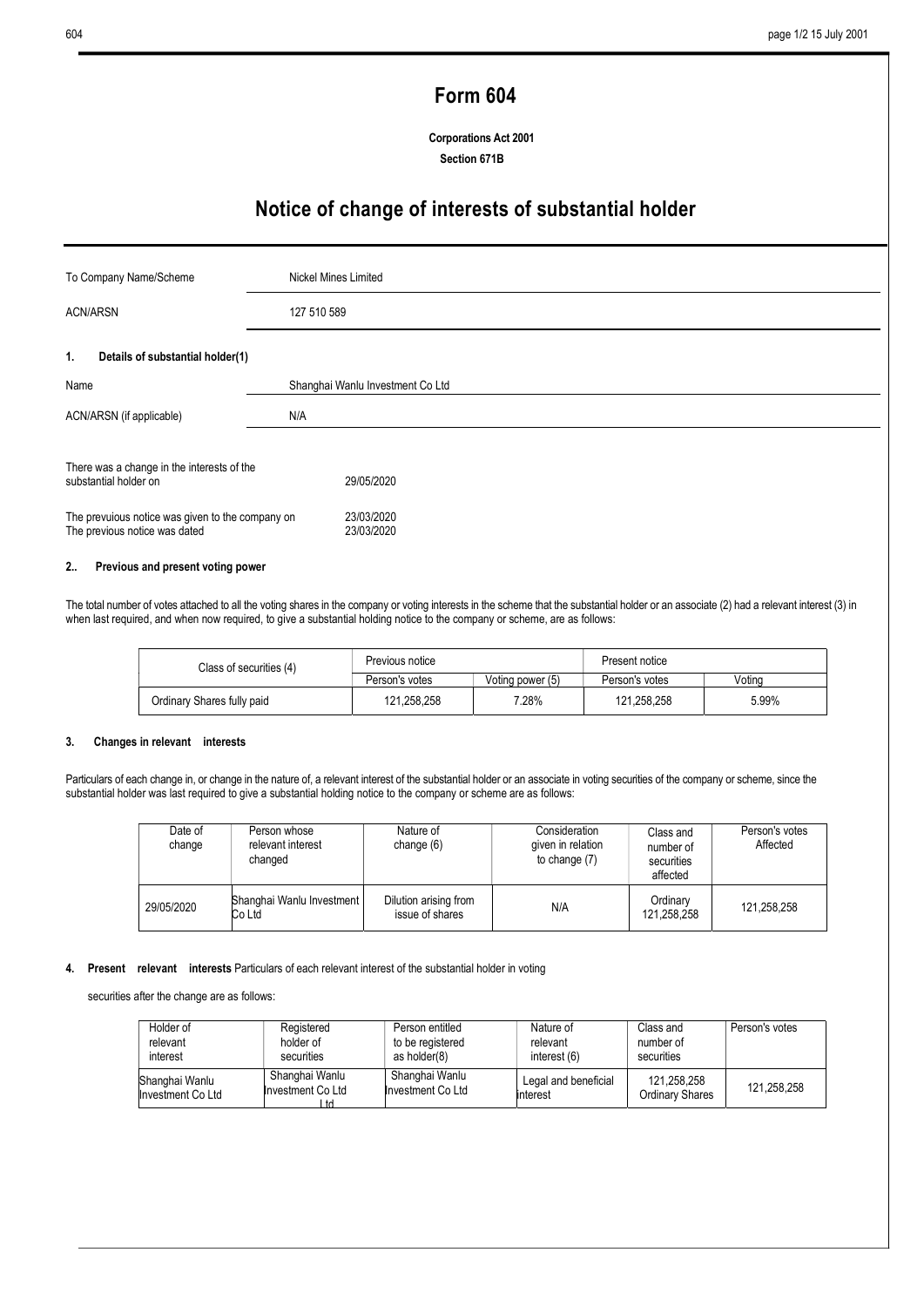# Form 604

**Corporations Act 2001**
**Section 671B**

# Notice of change of interests of substantial holder

| | |
|---|---|
| To Company Name/Scheme | Nickel Mines Limited |
| ACN/ARSN | 127 510 589 |

## 1. Details of substantial holder(1)

| | |
|---|---|
| Name | Shanghai Wanlu Investment Co Ltd |
| ACN/ARSN (if applicable) | N/A |

| | |
|---|---|
| There was a change in the interests of the substantial holder on | 29/05/2020 |
| The prevuious notice was given to the company on | 23/03/2020 |
| The previous notice was dated | 23/03/2020 |

## 2.. Previous and present voting power

The total number of votes attached to all the voting shares in the company or voting interests in the scheme that the substantial holder or an associate (2) had a relevant interest (3) in when last required, and when now required, to give a substantial holding notice to the company or scheme, are as follows:

| Class of securities (4) | Previous notice | | Present notice | |
|---|---|---|---|---|
| | Person's votes | Voting power (5) | Person's votes | Voting |
| Ordinary Shares fully paid | 121,258,258 | 7.28% | 121,258,258 | 5.99% |

## 3. Changes in relevant interests

Particulars of each change in, or change in the nature of, a relevant interest of the substantial holder or an associate in voting securities of the company or scheme, since the substantial holder was last required to give a substantial holding notice to the company or scheme are as follows:

| Date of change | Person whose relevant interest changed | Nature of change (6) | Consideration given in relation to change (7) | Class and number of securities affected | Person's votes Affected |
|---|---|---|---|---|---|
| 29/05/2020 | Shanghai Wanlu Investment Co Ltd | Dilution arising from issue of shares | N/A | Ordinary 121,258,258 | 121,258,258 |

## 4. Present relevant interests

Particulars of each relevant interest of the substantial holder in voting securities after the change are as follows:

| Holder of relevant interest | Registered holder of securities | Person entitled to be registered as holder(8) | Nature of relevant interest (6) | Class and number of securities | Person's votes |
|---|---|---|---|---|---|
| Shanghai Wanlu Investment Co Ltd | Shanghai Wanlu Investment Co Ltd | Shanghai Wanlu Investment Co Ltd | Legal and beneficial interest | 121,258,258 Ordinary Shares | 121,258,258 |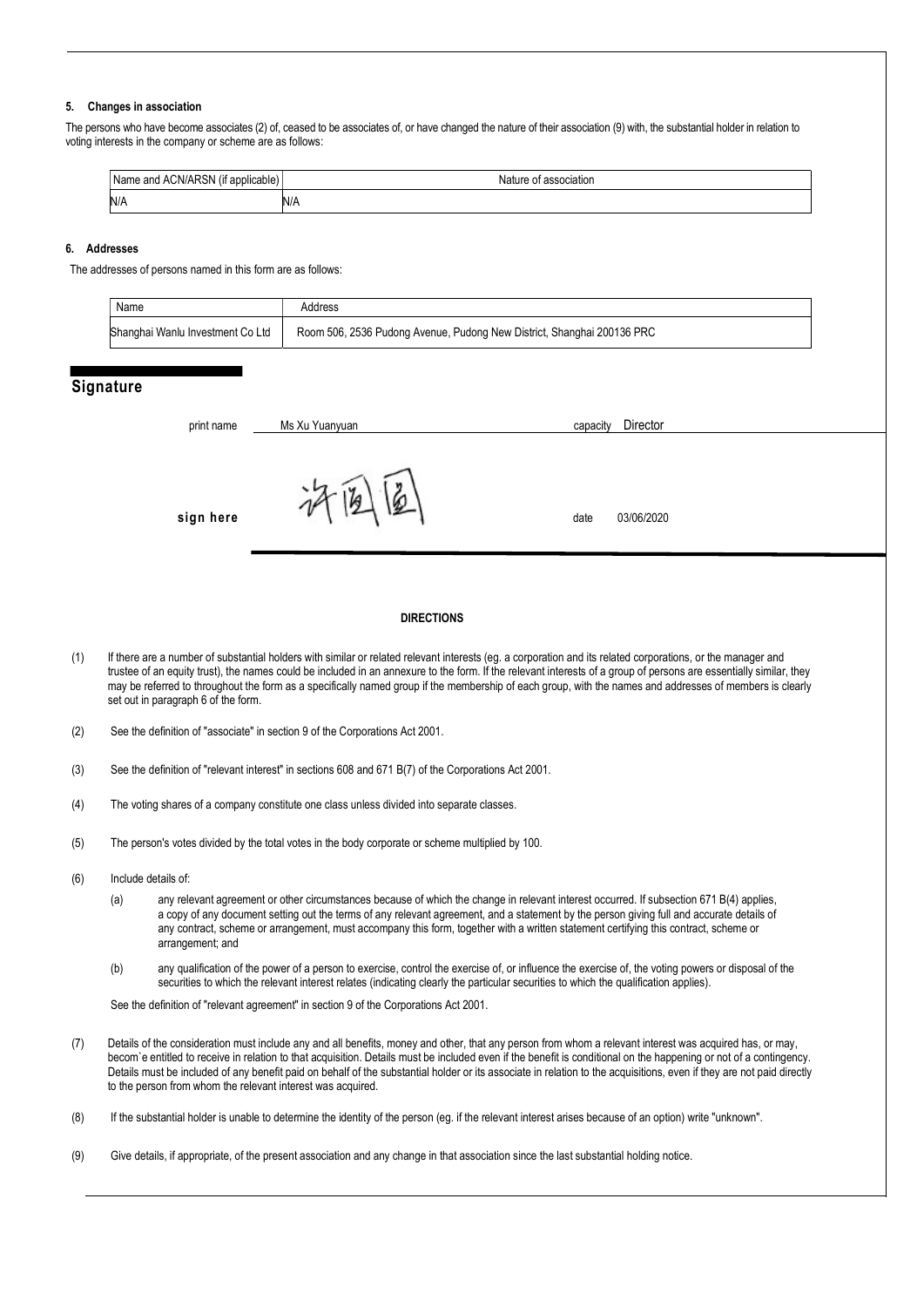#### 5. Changes in association

The persons who have become associates (2) of, ceased to be associates of, or have changed the nature of their association (9) with, the substantial holder in relation to voting interests in the company or scheme are as follows:

| Name and ACN/ARSN (if applicable) | Nature of association |
|---|---|
| N/A | N/A |

#### 6. Addresses

The addresses of persons named in this form are as follows:

| Name | Address |
|---|---|
| Shanghai Wanlu Investment Co Ltd | Room 506, 2536 Pudong Avenue, Pudong New District, Shanghai 200136 PRC |

## Signature

print name Ms Xu Yuanyuan capacity Director

sign here 许园园 date 03/06/2020

**DIRECTIONS**

(1) If there are a number of substantial holders with similar or related relevant interests (eg. a corporation and its related corporations, or the manager and trustee of an equity trust), the names could be included in an annexure to the form. If the relevant interests of a group of persons are essentially similar, they may be referred to throughout the form as a specifically named group if the membership of each group, with the names and addresses of members is clearly set out in paragraph 6 of the form.

(2) See the definition of "associate" in section 9 of the Corporations Act 2001.

(3) See the definition of "relevant interest" in sections 608 and 671 B(7) of the Corporations Act 2001.

(4) The voting shares of a company constitute one class unless divided into separate classes.

(5) The person's votes divided by the total votes in the body corporate or scheme multiplied by 100.

(6) Include details of:

(a) any relevant agreement or other circumstances because of which the change in relevant interest occurred. If subsection 671 B(4) applies, a copy of any document setting out the terms of any relevant agreement, and a statement by the person giving full and accurate details of any contract, scheme or arrangement, must accompany this form, together with a written statement certifying this contract, scheme or arrangement; and

(b) any qualification of the power of a person to exercise, control the exercise of, or influence the exercise of, the voting powers or disposal of the securities to which the relevant interest relates (indicating clearly the particular securities to which the qualification applies).

See the definition of "relevant agreement" in section 9 of the Corporations Act 2001.

(7) Details of the consideration must include any and all benefits, money and other, that any person from whom a relevant interest was acquired has, or may, becom`e entitled to receive in relation to that acquisition. Details must be included even if the benefit is conditional on the happening or not of a contingency. Details must be included of any benefit paid on behalf of the substantial holder or its associate in relation to the acquisitions, even if they are not paid directly to the person from whom the relevant interest was acquired.

(8) If the substantial holder is unable to determine the identity of the person (eg. if the relevant interest arises because of an option) write "unknown".

(9) Give details, if appropriate, of the present association and any change in that association since the last substantial holding notice.